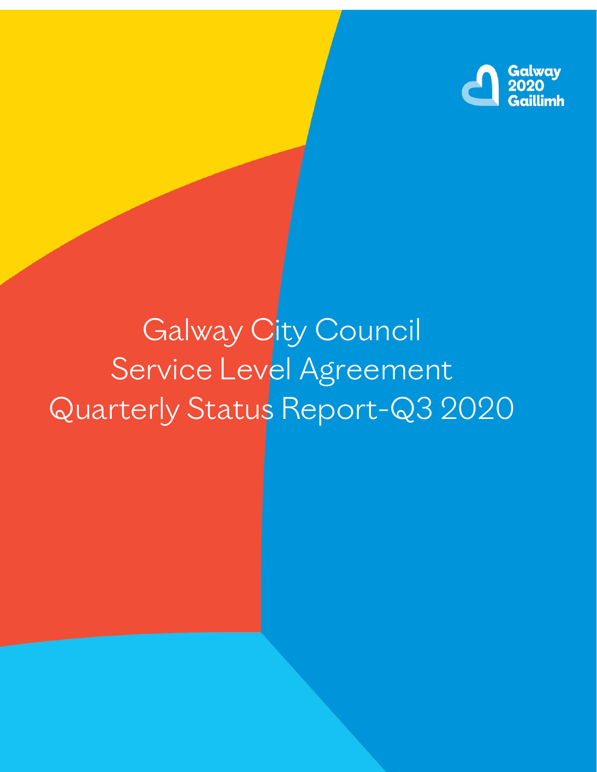Galway 2020 Gaillimh

# Galway City Council Service Level Agreement Quarterly Status Report-Q3 2020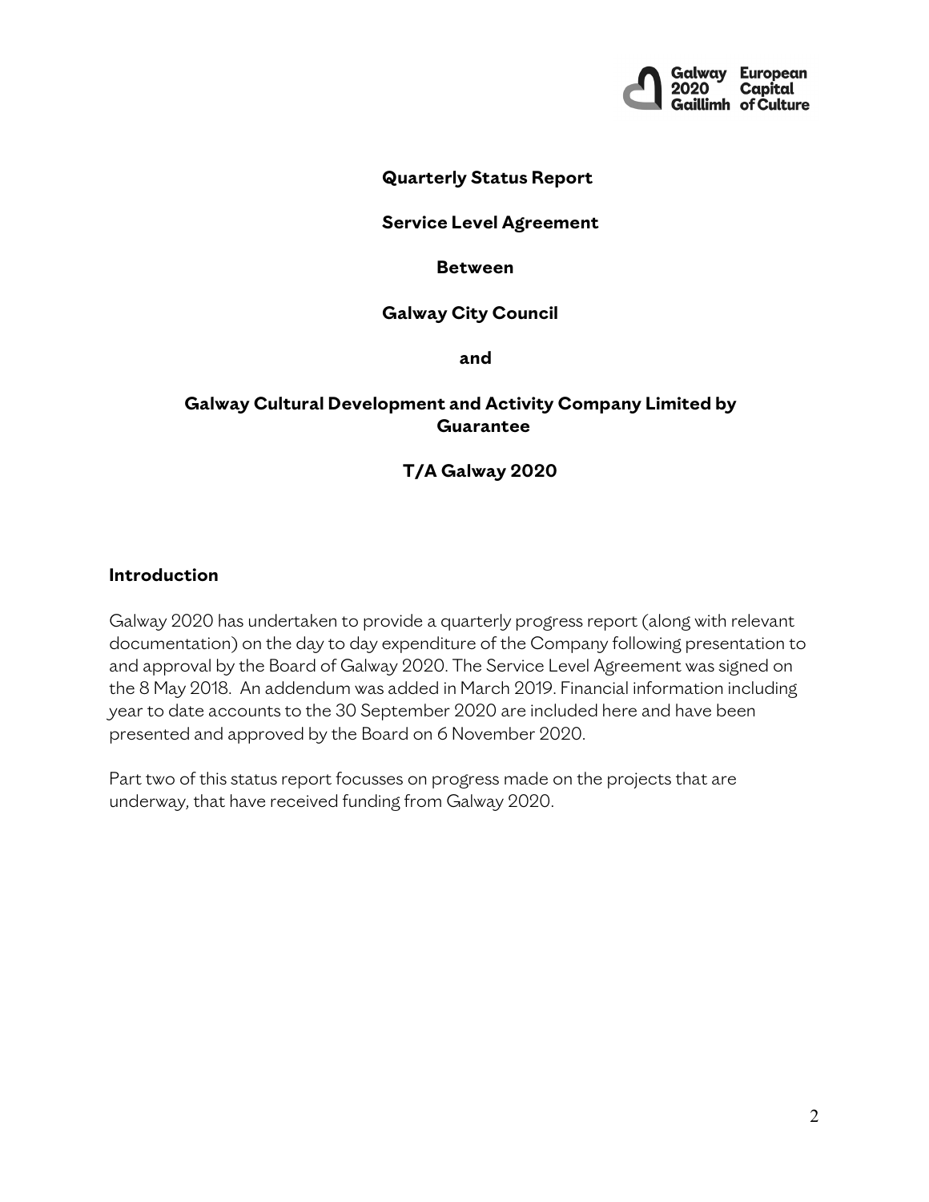**Quarterly Status Report**

**Service Level Agreement**

**Between**

**Galway City Council**

**and**

**Galway Cultural Development and Activity Company Limited by Guarantee**

**T/A Galway 2020**

## Introduction

Galway 2020 has undertaken to provide a quarterly progress report (along with relevant documentation) on the day to day expenditure of the Company following presentation to and approval by the Board of Galway 2020. The Service Level Agreement was signed on the 8 May 2018. An addendum was added in March 2019. Financial information including year to date accounts to the 30 September 2020 are included here and have been presented and approved by the Board on 6 November 2020.

Part two of this status report focusses on progress made on the projects that are underway, that have received funding from Galway 2020.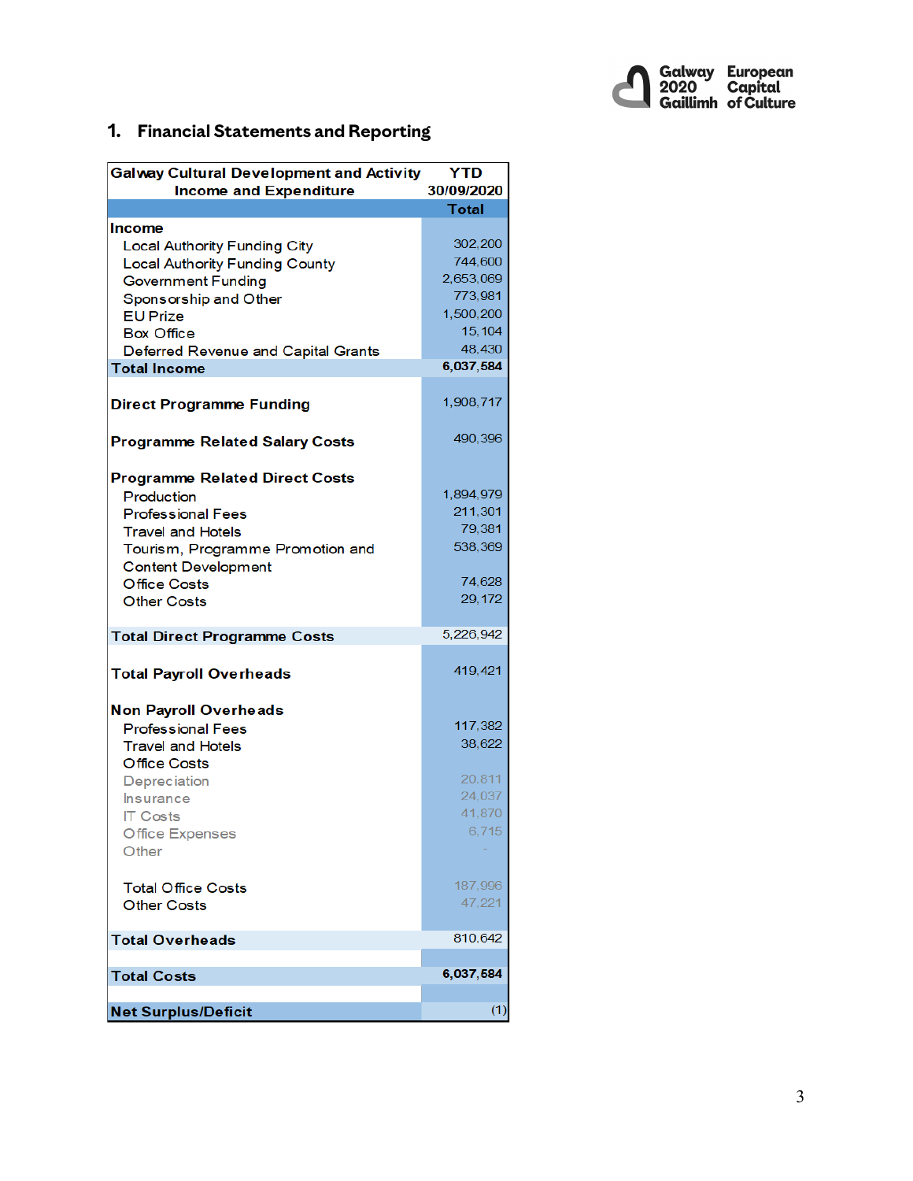## 1. Financial Statements and Reporting

| Galway Cultural Development and Activity Income and Expenditure | YTD 30/09/2020 |
|---|---|
| | **Total** |
| **Income** | |
| Local Authority Funding City | 302,200 |
| Local Authority Funding County | 744,600 |
| Government Funding | 2,653,069 |
| Sponsorship and Other | 773,981 |
| EU Prize | 1,500,200 |
| Box Office | 15,104 |
| Deferred Revenue and Capital Grants | 48,430 |
| **Total Income** | **6,037,584** |
| | |
| **Direct Programme Funding** | 1,908,717 |
| | |
| **Programme Related Salary Costs** | 490,396 |
| | |
| **Programme Related Direct Costs** | |
| Production | 1,894,979 |
| Professional Fees | 211,301 |
| Travel and Hotels | 79,381 |
| Tourism, Programme Promotion and Content Development | 538,369 |
| Office Costs | 74,628 |
| Other Costs | 29,172 |
| | |
| **Total Direct Programme Costs** | 5,226,942 |
| | |
| **Total Payroll Overheads** | 419,421 |
| | |
| **Non Payroll Overheads** | |
| Professional Fees | 117,382 |
| Travel and Hotels | 38,622 |
| Office Costs | |
| Depreciation | 20,811 |
| Insurance | 24,037 |
| IT Costs | 41,870 |
| Office Expenses | 6,715 |
| Other | - |
| | |
| Total Office Costs | 187,996 |
| Other Costs | 47,221 |
| **Total Overheads** | 810,642 |
| | |
| **Total Costs** | **6,037,584** |
| | |
| **Net Surplus/Deficit** | (1) |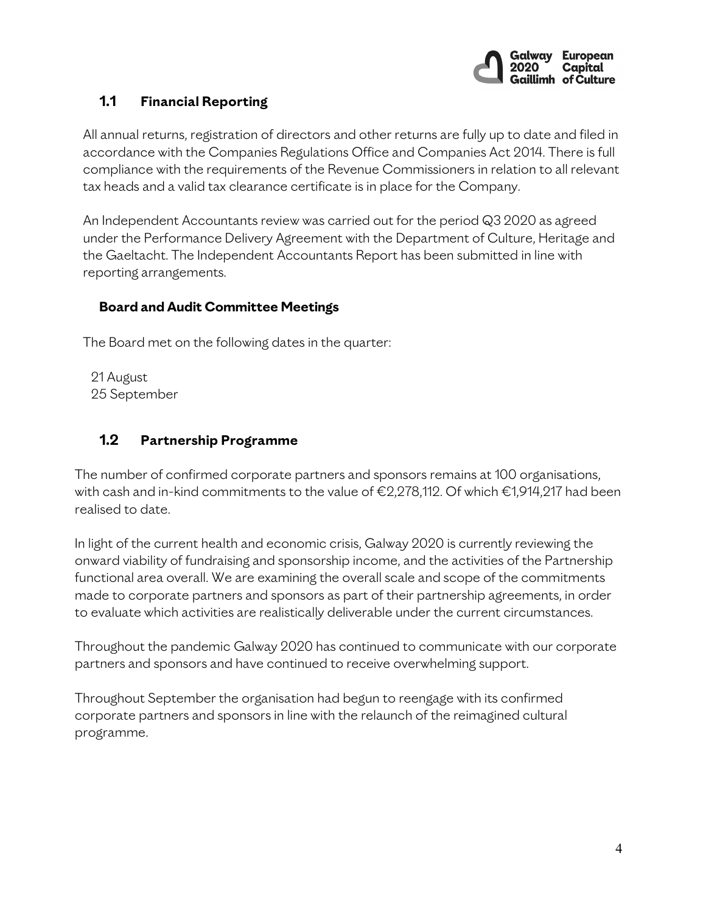## 1.1 Financial Reporting

All annual returns, registration of directors and other returns are fully up to date and filed in accordance with the Companies Regulations Office and Companies Act 2014. There is full compliance with the requirements of the Revenue Commissioners in relation to all relevant tax heads and a valid tax clearance certificate is in place for the Company.

An Independent Accountants review was carried out for the period Q3 2020 as agreed under the Performance Delivery Agreement with the Department of Culture, Heritage and the Gaeltacht. The Independent Accountants Report has been submitted in line with reporting arrangements.

### Board and Audit Committee Meetings

The Board met on the following dates in the quarter:

21 August
25 September

## 1.2 Partnership Programme

The number of confirmed corporate partners and sponsors remains at 100 organisations, with cash and in-kind commitments to the value of €2,278,112. Of which €1,914,217 had been realised to date.

In light of the current health and economic crisis, Galway 2020 is currently reviewing the onward viability of fundraising and sponsorship income, and the activities of the Partnership functional area overall. We are examining the overall scale and scope of the commitments made to corporate partners and sponsors as part of their partnership agreements, in order to evaluate which activities are realistically deliverable under the current circumstances.

Throughout the pandemic Galway 2020 has continued to communicate with our corporate partners and sponsors and have continued to receive overwhelming support.

Throughout September the organisation had begun to reengage with its confirmed corporate partners and sponsors in line with the relaunch of the reimagined cultural programme.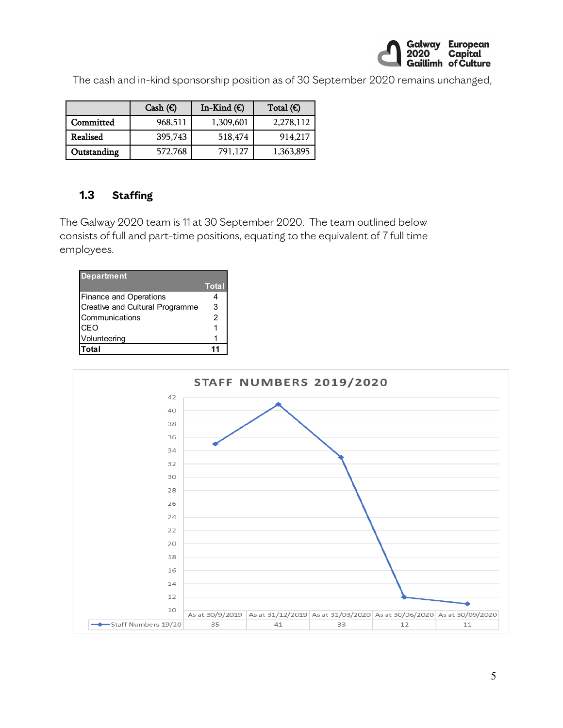The cash and in-kind sponsorship position as of 30 September 2020 remains unchanged,

| | Cash (€) | In-Kind (€) | Total (€) |
|---|---|---|---|
| **Committed** | 968,511 | 1,309,601 | 2,278,112 |
| **Realised** | 395,743 | 518,474 | 914,217 |
| **Outstanding** | 572,768 | 791,127 | 1,363,895 |

### 1.3 Staffing

The Galway 2020 team is 11 at 30 September 2020. The team outlined below consists of full and part-time positions, equating to the equivalent of 7 full time employees.

| Department | Total |
|---|---|
| Finance and Operations | 4 |
| Creative and Cultural Programme | 3 |
| Communications | 2 |
| CEO | 1 |
| Volunteering | 1 |
| **Total** | **11** |

**STAFF NUMBERS 2019/2020**

| | As at 30/9/2019 | As at 31/12/2019 | As at 31/03/2020 | As at 30/06/2020 | As at 30/09/2020 |
|---|---|---|---|---|---|
| Staff Numbers 19/20 | 35 | 41 | 33 | 12 | 11 |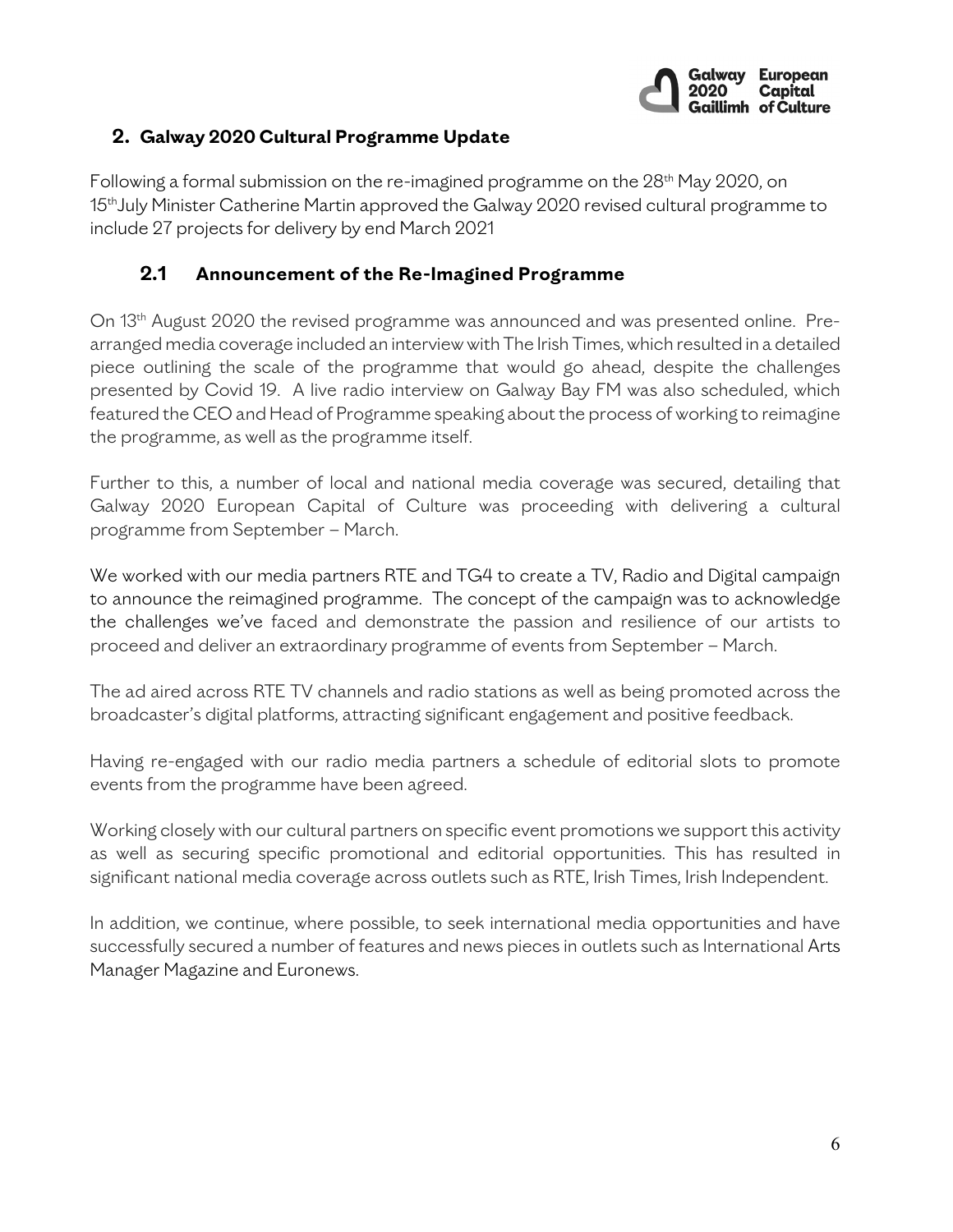## 2. Galway 2020 Cultural Programme Update

Following a formal submission on the re-imagined programme on the 28th May 2020, on 15th July Minister Catherine Martin approved the Galway 2020 revised cultural programme to include 27 projects for delivery by end March 2021

### 2.1 Announcement of the Re-Imagined Programme

On 13th August 2020 the revised programme was announced and was presented online. Pre-arranged media coverage included an interview with The Irish Times, which resulted in a detailed piece outlining the scale of the programme that would go ahead, despite the challenges presented by Covid 19. A live radio interview on Galway Bay FM was also scheduled, which featured the CEO and Head of Programme speaking about the process of working to reimagine the programme, as well as the programme itself.

Further to this, a number of local and national media coverage was secured, detailing that Galway 2020 European Capital of Culture was proceeding with delivering a cultural programme from September – March.

We worked with our media partners RTE and TG4 to create a TV, Radio and Digital campaign to announce the reimagined programme. The concept of the campaign was to acknowledge the challenges we've faced and demonstrate the passion and resilience of our artists to proceed and deliver an extraordinary programme of events from September – March.

The ad aired across RTE TV channels and radio stations as well as being promoted across the broadcaster's digital platforms, attracting significant engagement and positive feedback.

Having re-engaged with our radio media partners a schedule of editorial slots to promote events from the programme have been agreed.

Working closely with our cultural partners on specific event promotions we support this activity as well as securing specific promotional and editorial opportunities. This has resulted in significant national media coverage across outlets such as RTE, Irish Times, Irish Independent.

In addition, we continue, where possible, to seek international media opportunities and have successfully secured a number of features and news pieces in outlets such as International Arts Manager Magazine and Euronews.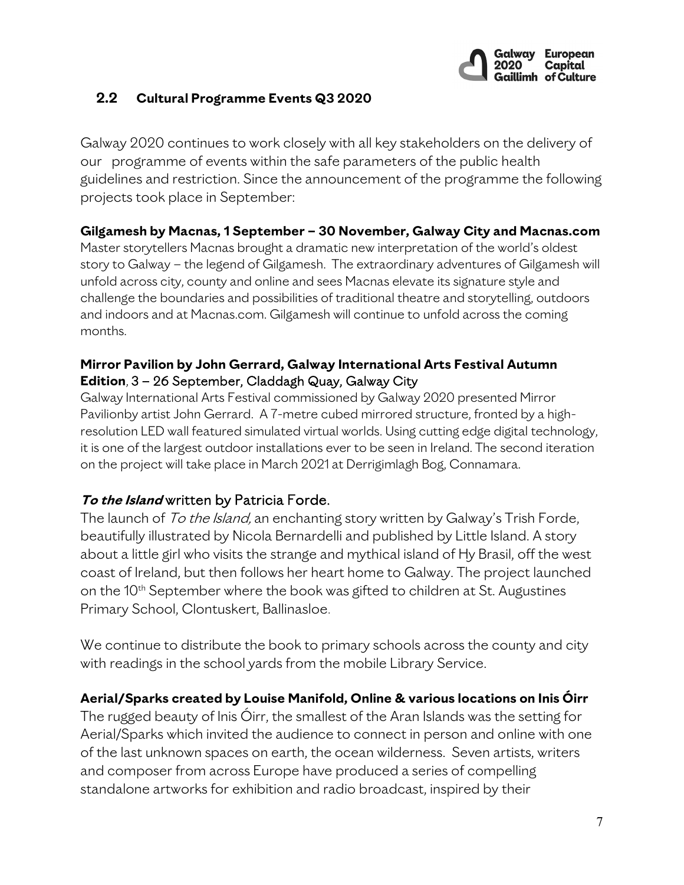## 2.2 Cultural Programme Events Q3 2020

Galway 2020 continues to work closely with all key stakeholders on the delivery of our programme of events within the safe parameters of the public health guidelines and restriction. Since the announcement of the programme the following projects took place in September:

**Gilgamesh by Macnas, 1 September – 30 November, Galway City and Macnas.com**

Master storytellers Macnas brought a dramatic new interpretation of the world's oldest story to Galway – the legend of Gilgamesh. The extraordinary adventures of Gilgamesh will unfold across city, county and online and sees Macnas elevate its signature style and challenge the boundaries and possibilities of traditional theatre and storytelling, outdoors and indoors and at Macnas.com. Gilgamesh will continue to unfold across the coming months.

**Mirror Pavilion by John Gerrard, Galway International Arts Festival Autumn Edition**, 3 – 26 September, Claddagh Quay, Galway City

Galway International Arts Festival commissioned by Galway 2020 presented Mirror Pavilionby artist John Gerrard. A 7-metre cubed mirrored structure, fronted by a high-resolution LED wall featured simulated virtual worlds. Using cutting edge digital technology, it is one of the largest outdoor installations ever to be seen in Ireland. The second iteration on the project will take place in March 2021 at Derrigimlagh Bog, Connamara.

***To the Island*** written by Patricia Forde.

The launch of *To the Island,* an enchanting story written by Galway's Trish Forde, beautifully illustrated by Nicola Bernardelli and published by Little Island. A story about a little girl who visits the strange and mythical island of Hy Brasil, off the west coast of Ireland, but then follows her heart home to Galway. The project launched on the 10th September where the book was gifted to children at St. Augustines Primary School, Clontuskert, Ballinasloe.

We continue to distribute the book to primary schools across the county and city with readings in the school yards from the mobile Library Service.

**Aerial/Sparks created by Louise Manifold, Online & various locations on Inis Óirr**

The rugged beauty of Inis Óirr, the smallest of the Aran Islands was the setting for Aerial/Sparks which invited the audience to connect in person and online with one of the last unknown spaces on earth, the ocean wilderness. Seven artists, writers and composer from across Europe have produced a series of compelling standalone artworks for exhibition and radio broadcast, inspired by their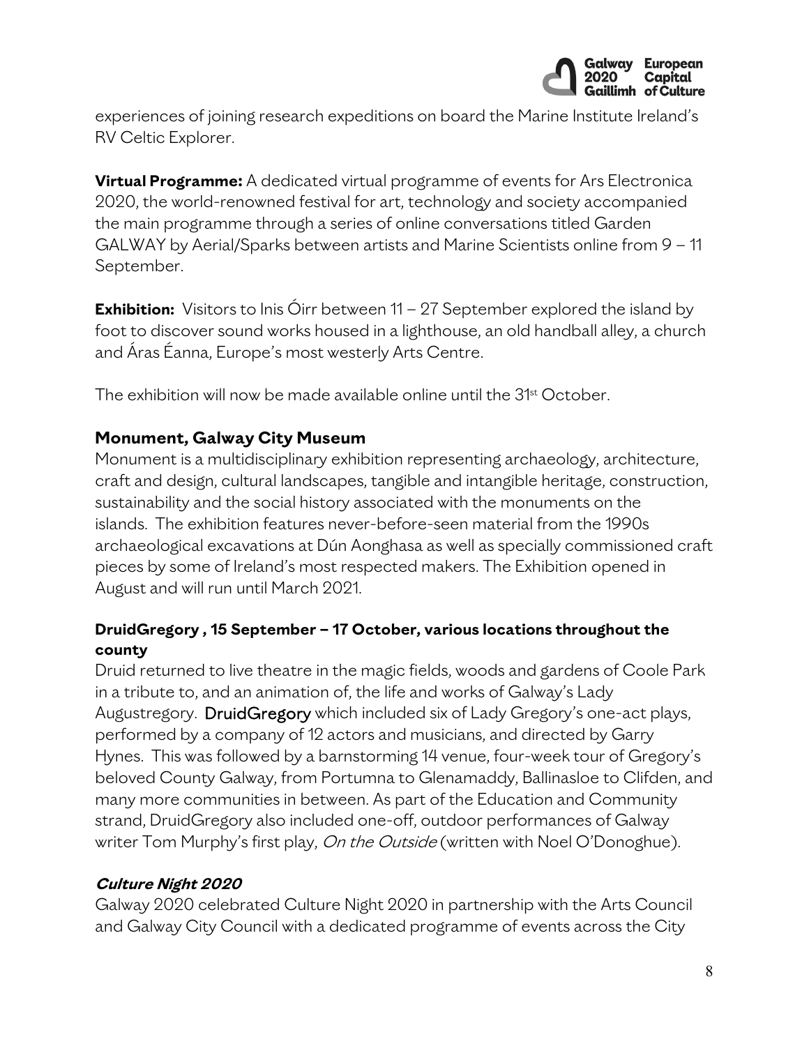experiences of joining research expeditions on board the Marine Institute Ireland's RV Celtic Explorer.

**Virtual Programme:** A dedicated virtual programme of events for Ars Electronica 2020, the world-renowned festival for art, technology and society accompanied the main programme through a series of online conversations titled Garden GALWAY by Aerial/Sparks between artists and Marine Scientists online from 9 – 11 September.

**Exhibition:** Visitors to Inis Óirr between 11 – 27 September explored the island by foot to discover sound works housed in a lighthouse, an old handball alley, a church and Áras Éanna, Europe's most westerly Arts Centre.

The exhibition will now be made available online until the 31st October.

### Monument, Galway City Museum

Monument is a multidisciplinary exhibition representing archaeology, architecture, craft and design, cultural landscapes, tangible and intangible heritage, construction, sustainability and the social history associated with the monuments on the islands. The exhibition features never-before-seen material from the 1990s archaeological excavations at Dún Aonghasa as well as specially commissioned craft pieces by some of Ireland's most respected makers. The Exhibition opened in August and will run until March 2021.

### DruidGregory , 15 September – 17 October, various locations throughout the county

Druid returned to live theatre in the magic fields, woods and gardens of Coole Park in a tribute to, and an animation of, the life and works of Galway's Lady Augustregory. DruidGregory which included six of Lady Gregory's one-act plays, performed by a company of 12 actors and musicians, and directed by Garry Hynes. This was followed by a barnstorming 14 venue, four-week tour of Gregory's beloved County Galway, from Portumna to Glenamaddy, Ballinasloe to Clifden, and many more communities in between. As part of the Education and Community strand, DruidGregory also included one-off, outdoor performances of Galway writer Tom Murphy's first play, *On the Outside* (written with Noel O'Donoghue).

### *Culture Night 2020*

Galway 2020 celebrated Culture Night 2020 in partnership with the Arts Council and Galway City Council with a dedicated programme of events across the City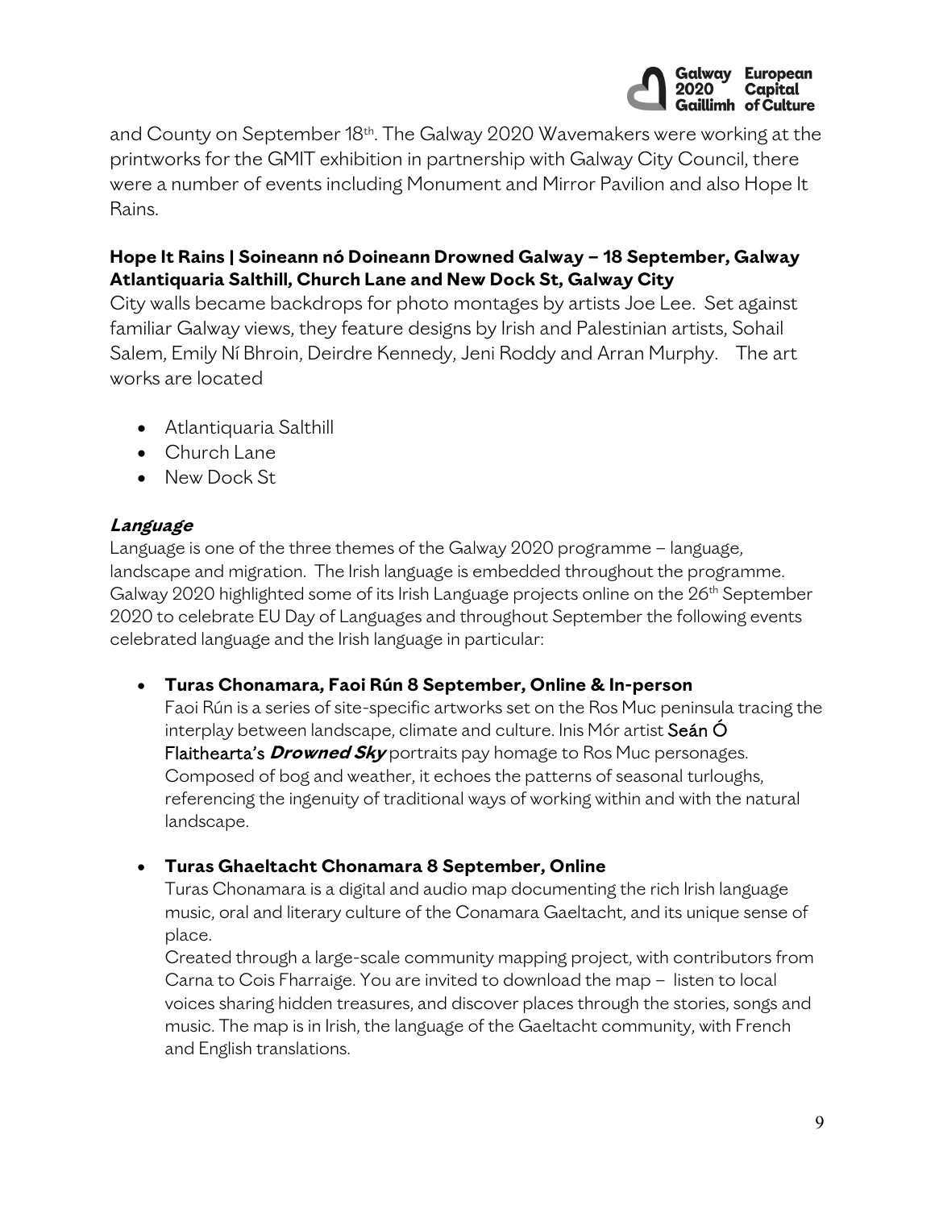and County on September 18th. The Galway 2020 Wavemakers were working at the printworks for the GMIT exhibition in partnership with Galway City Council, there were a number of events including Monument and Mirror Pavilion and also Hope It Rains.

**Hope It Rains | Soineann nó Doineann Drowned Galway – 18 September, Galway Atlantiquaria Salthill, Church Lane and New Dock St, Galway City**

City walls became backdrops for photo montages by artists Joe Lee. Set against familiar Galway views, they feature designs by Irish and Palestinian artists, Sohail Salem, Emily Ní Bhroin, Deirdre Kennedy, Jeni Roddy and Arran Murphy. The art works are located

- Atlantiquaria Salthill
- Church Lane
- New Dock St

***Language***

Language is one of the three themes of the Galway 2020 programme – language, landscape and migration. The Irish language is embedded throughout the programme. Galway 2020 highlighted some of its Irish Language projects online on the 26th September 2020 to celebrate EU Day of Languages and throughout September the following events celebrated language and the Irish language in particular:

- **Turas Chonamara, Faoi Rún 8 September, Online & In-person**

  Faoi Rún is a series of site-specific artworks set on the Ros Muc peninsula tracing the interplay between landscape, climate and culture. Inis Mór artist Seán Ó Flaithearta's ***Drowned Sky*** portraits pay homage to Ros Muc personages. Composed of bog and weather, it echoes the patterns of seasonal turloughs, referencing the ingenuity of traditional ways of working within and with the natural landscape.

- **Turas Ghaeltacht Chonamara 8 September, Online**

  Turas Chonamara is a digital and audio map documenting the rich Irish language music, oral and literary culture of the Conamara Gaeltacht, and its unique sense of place.

  Created through a large-scale community mapping project, with contributors from Carna to Cois Fharraige. You are invited to download the map – listen to local voices sharing hidden treasures, and discover places through the stories, songs and music. The map is in Irish, the language of the Gaeltacht community, with French and English translations.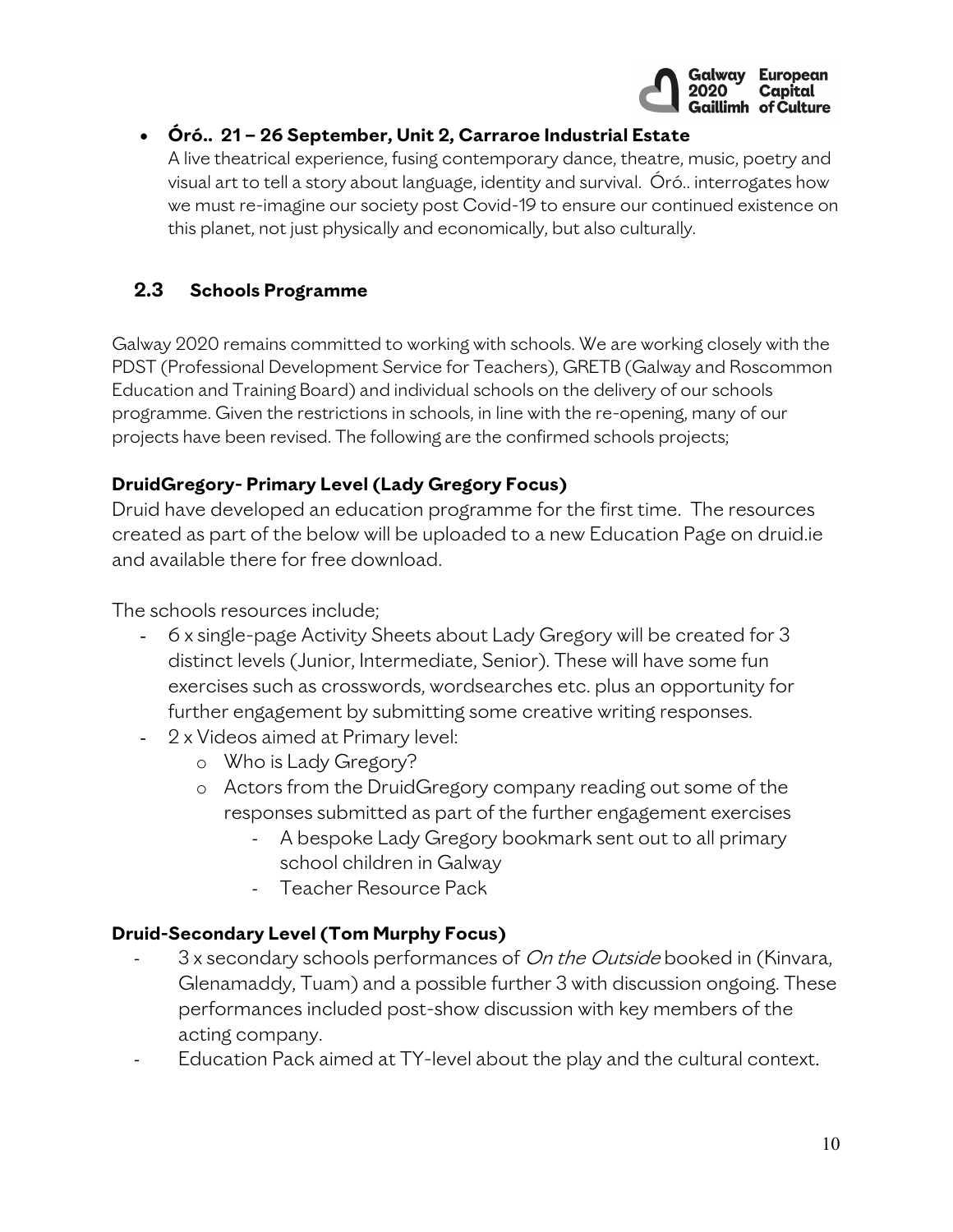- **Óró.. 21 – 26 September, Unit 2, Carraroe Industrial Estate**
  A live theatrical experience, fusing contemporary dance, theatre, music, poetry and visual art to tell a story about language, identity and survival. Óró.. interrogates how we must re-imagine our society post Covid-19 to ensure our continued existence on this planet, not just physically and economically, but also culturally.

## 2.3 Schools Programme

Galway 2020 remains committed to working with schools. We are working closely with the PDST (Professional Development Service for Teachers), GRETB (Galway and Roscommon Education and Training Board) and individual schools on the delivery of our schools programme. Given the restrictions in schools, in line with the re-opening, many of our projects have been revised. The following are the confirmed schools projects;

**DruidGregory- Primary Level (Lady Gregory Focus)**

Druid have developed an education programme for the first time. The resources created as part of the below will be uploaded to a new Education Page on druid.ie and available there for free download.

The schools resources include;

- 6 x single-page Activity Sheets about Lady Gregory will be created for 3 distinct levels (Junior, Intermediate, Senior). These will have some fun exercises such as crosswords, wordsearches etc. plus an opportunity for further engagement by submitting some creative writing responses.
- 2 x Videos aimed at Primary level:
  - Who is Lady Gregory?
  - Actors from the DruidGregory company reading out some of the responses submitted as part of the further engagement exercises
    - A bespoke Lady Gregory bookmark sent out to all primary school children in Galway
    - Teacher Resource Pack

**Druid-Secondary Level (Tom Murphy Focus)**

- 3 x secondary schools performances of *On the Outside* booked in (Kinvara, Glenamaddy, Tuam) and a possible further 3 with discussion ongoing. These performances included post-show discussion with key members of the acting company.
- Education Pack aimed at TY-level about the play and the cultural context.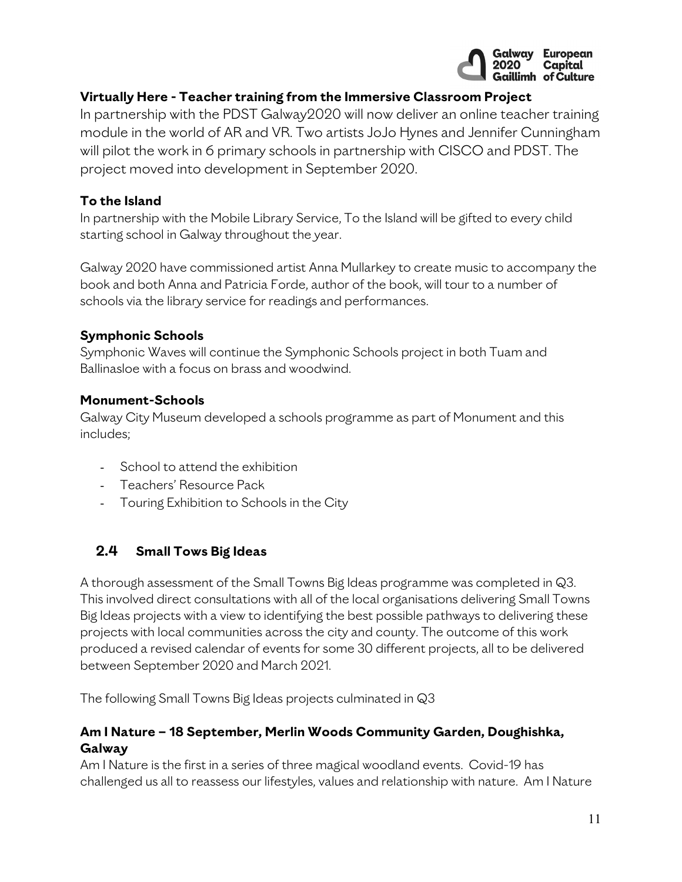### Virtually Here - Teacher training from the Immersive Classroom Project

In partnership with the PDST Galway2020 will now deliver an online teacher training module in the world of AR and VR. Two artists JoJo Hynes and Jennifer Cunningham will pilot the work in 6 primary schools in partnership with CISCO and PDST. The project moved into development in September 2020.

### To the Island

In partnership with the Mobile Library Service, To the Island will be gifted to every child starting school in Galway throughout the year.

Galway 2020 have commissioned artist Anna Mullarkey to create music to accompany the book and both Anna and Patricia Forde, author of the book, will tour to a number of schools via the library service for readings and performances.

### Symphonic Schools

Symphonic Waves will continue the Symphonic Schools project in both Tuam and Ballinasloe with a focus on brass and woodwind.

### Monument-Schools

Galway City Museum developed a schools programme as part of Monument and this includes;

- School to attend the exhibition
- Teachers' Resource Pack
- Touring Exhibition to Schools in the City

## 2.4 Small Tows Big Ideas

A thorough assessment of the Small Towns Big Ideas programme was completed in Q3. This involved direct consultations with all of the local organisations delivering Small Towns Big Ideas projects with a view to identifying the best possible pathways to delivering these projects with local communities across the city and county. The outcome of this work produced a revised calendar of events for some 30 different projects, all to be delivered between September 2020 and March 2021.

The following Small Towns Big Ideas projects culminated in Q3

### Am I Nature – 18 September, Merlin Woods Community Garden, Doughishka, Galway

Am I Nature is the first in a series of three magical woodland events. Covid-19 has challenged us all to reassess our lifestyles, values and relationship with nature. Am I Nature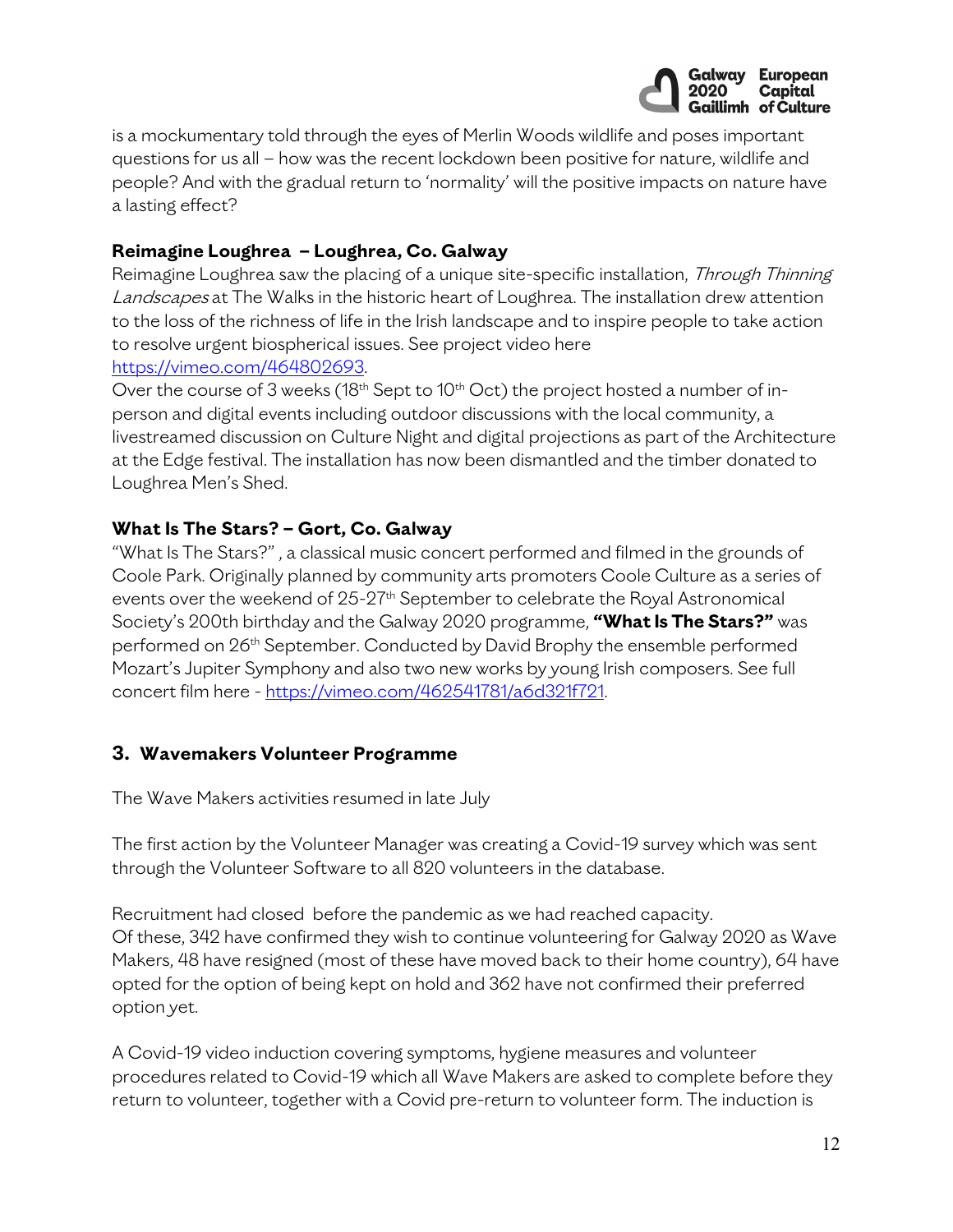is a mockumentary told through the eyes of Merlin Woods wildlife and poses important questions for us all – how was the recent lockdown been positive for nature, wildlife and people? And with the gradual return to 'normality' will the positive impacts on nature have a lasting effect?

**Reimagine Loughrea – Loughrea, Co. Galway**

Reimagine Loughrea saw the placing of a unique site-specific installation, *Through Thinning Landscapes* at The Walks in the historic heart of Loughrea. The installation drew attention to the loss of the richness of life in the Irish landscape and to inspire people to take action to resolve urgent biospherical issues. See project video here https://vimeo.com/464802693.

Over the course of 3 weeks (18th Sept to 10th Oct) the project hosted a number of in-person and digital events including outdoor discussions with the local community, a livestreamed discussion on Culture Night and digital projections as part of the Architecture at the Edge festival. The installation has now been dismantled and the timber donated to Loughrea Men's Shed.

**What Is The Stars? – Gort, Co. Galway**

"What Is The Stars?" , a classical music concert performed and filmed in the grounds of Coole Park. Originally planned by community arts promoters Coole Culture as a series of events over the weekend of 25-27th September to celebrate the Royal Astronomical Society's 200th birthday and the Galway 2020 programme, **"What Is The Stars?"** was performed on 26th September. Conducted by David Brophy the ensemble performed Mozart's Jupiter Symphony and also two new works by young Irish composers. See full concert film here - https://vimeo.com/462541781/a6d321f721.

### 3. Wavemakers Volunteer Programme

The Wave Makers activities resumed in late July

The first action by the Volunteer Manager was creating a Covid-19 survey which was sent through the Volunteer Software to all 820 volunteers in the database.

Recruitment had closed before the pandemic as we had reached capacity.
Of these, 342 have confirmed they wish to continue volunteering for Galway 2020 as Wave Makers, 48 have resigned (most of these have moved back to their home country), 64 have opted for the option of being kept on hold and 362 have not confirmed their preferred option yet.

A Covid-19 video induction covering symptoms, hygiene measures and volunteer procedures related to Covid-19 which all Wave Makers are asked to complete before they return to volunteer, together with a Covid pre-return to volunteer form. The induction is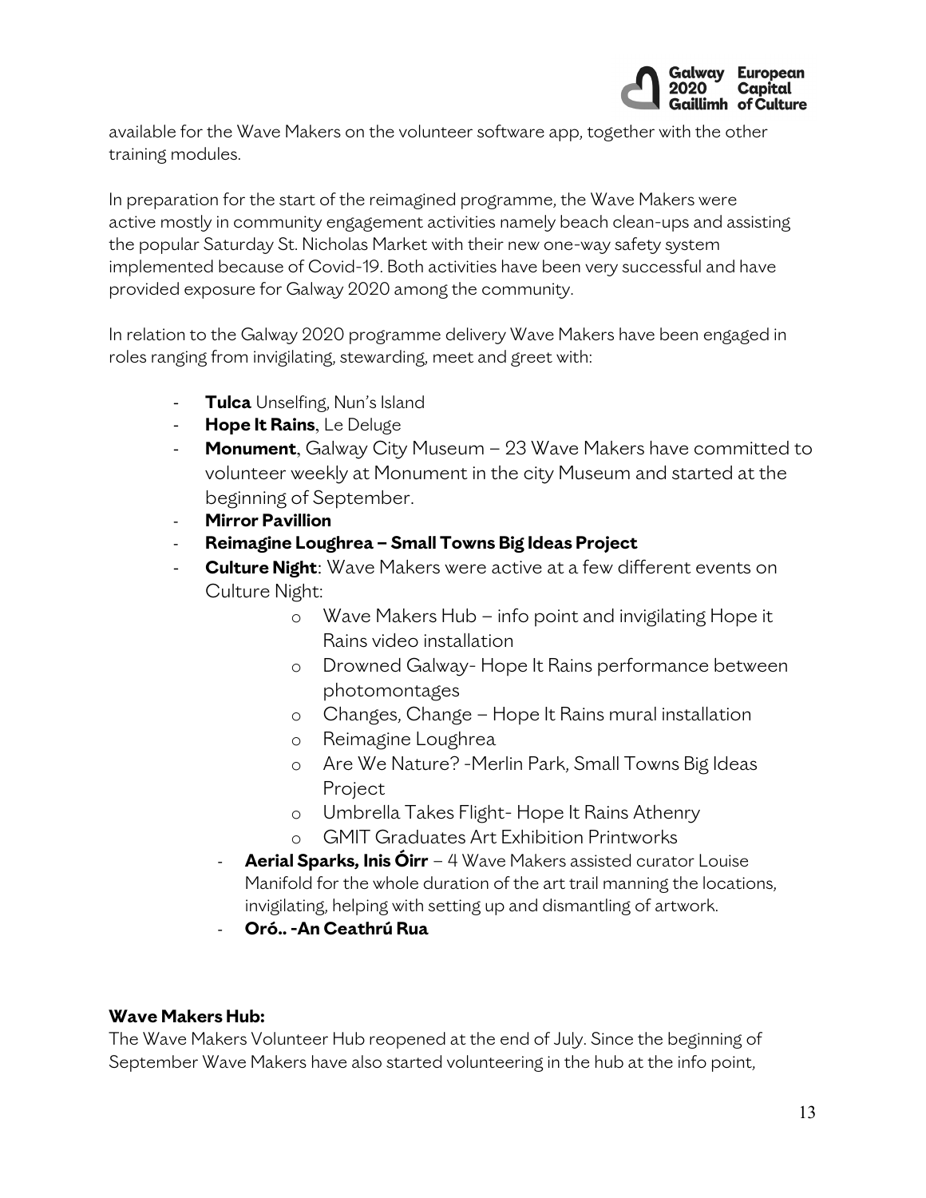available for the Wave Makers on the volunteer software app, together with the other training modules.

In preparation for the start of the reimagined programme, the Wave Makers were active mostly in community engagement activities namely beach clean-ups and assisting the popular Saturday St. Nicholas Market with their new one-way safety system implemented because of Covid-19. Both activities have been very successful and have provided exposure for Galway 2020 among the community.

In relation to the Galway 2020 programme delivery Wave Makers have been engaged in roles ranging from invigilating, stewarding, meet and greet with:

- **Tulca** Unselfing, Nun's Island
- **Hope It Rains**, Le Deluge
- **Monument**, Galway City Museum – 23 Wave Makers have committed to volunteer weekly at Monument in the city Museum and started at the beginning of September.
- **Mirror Pavillion**
- **Reimagine Loughrea – Small Towns Big Ideas Project**
- **Culture Night**: Wave Makers were active at a few different events on Culture Night:
    - Wave Makers Hub – info point and invigilating Hope it Rains video installation
    - Drowned Galway- Hope It Rains performance between photomontages
    - Changes, Change – Hope It Rains mural installation
    - Reimagine Loughrea
    - Are We Nature? -Merlin Park, Small Towns Big Ideas Project
    - Umbrella Takes Flight- Hope It Rains Athenry
    - GMIT Graduates Art Exhibition Printworks
- **Aerial Sparks, Inis Óirr** – 4 Wave Makers assisted curator Louise Manifold for the whole duration of the art trail manning the locations, invigilating, helping with setting up and dismantling of artwork.
- **Oró.. -An Ceathrú Rua**

**Wave Makers Hub:**

The Wave Makers Volunteer Hub reopened at the end of July. Since the beginning of September Wave Makers have also started volunteering in the hub at the info point,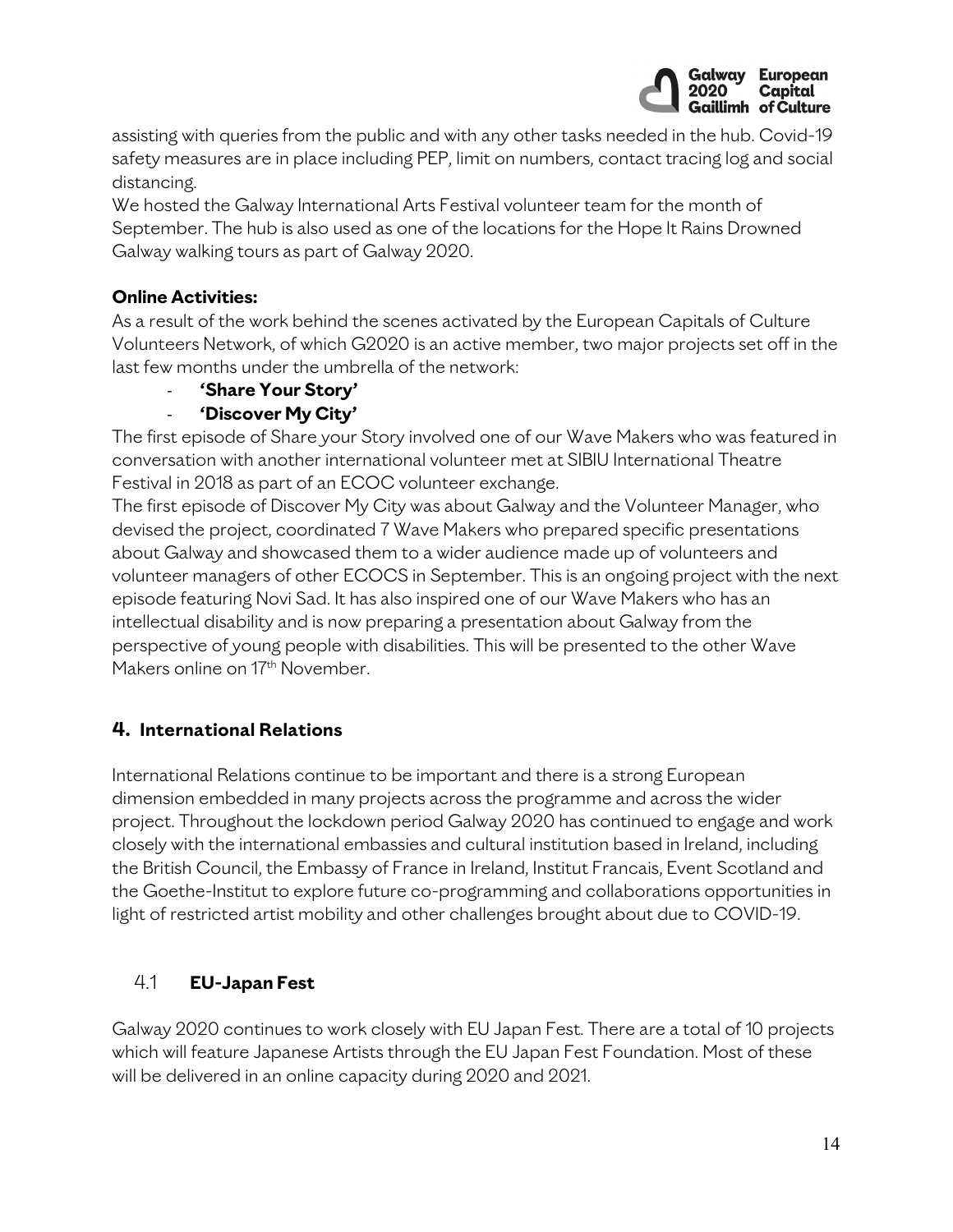assisting with queries from the public and with any other tasks needed in the hub. Covid-19 safety measures are in place including PEP, limit on numbers, contact tracing log and social distancing.
We hosted the Galway International Arts Festival volunteer team for the month of September. The hub is also used as one of the locations for the Hope It Rains Drowned Galway walking tours as part of Galway 2020.

**Online Activities:**
As a result of the work behind the scenes activated by the European Capitals of Culture Volunteers Network, of which G2020 is an active member, two major projects set off in the last few months under the umbrella of the network:

- **'Share Your Story'**
- **'Discover My City'**

The first episode of Share your Story involved one of our Wave Makers who was featured in conversation with another international volunteer met at SIBIU International Theatre Festival in 2018 as part of an ECOC volunteer exchange.
The first episode of Discover My City was about Galway and the Volunteer Manager, who devised the project, coordinated 7 Wave Makers who prepared specific presentations about Galway and showcased them to a wider audience made up of volunteers and volunteer managers of other ECOCS in September. This is an ongoing project with the next episode featuring Novi Sad. It has also inspired one of our Wave Makers who has an intellectual disability and is now preparing a presentation about Galway from the perspective of young people with disabilities. This will be presented to the other Wave Makers online on 17th November.

## 4. International Relations

International Relations continue to be important and there is a strong European dimension embedded in many projects across the programme and across the wider project. Throughout the lockdown period Galway 2020 has continued to engage and work closely with the international embassies and cultural institution based in Ireland, including the British Council, the Embassy of France in Ireland, Institut Francais, Event Scotland and the Goethe-Institut to explore future co-programming and collaborations opportunities in light of restricted artist mobility and other challenges brought about due to COVID-19.

### 4.1 EU-Japan Fest

Galway 2020 continues to work closely with EU Japan Fest. There are a total of 10 projects which will feature Japanese Artists through the EU Japan Fest Foundation. Most of these will be delivered in an online capacity during 2020 and 2021.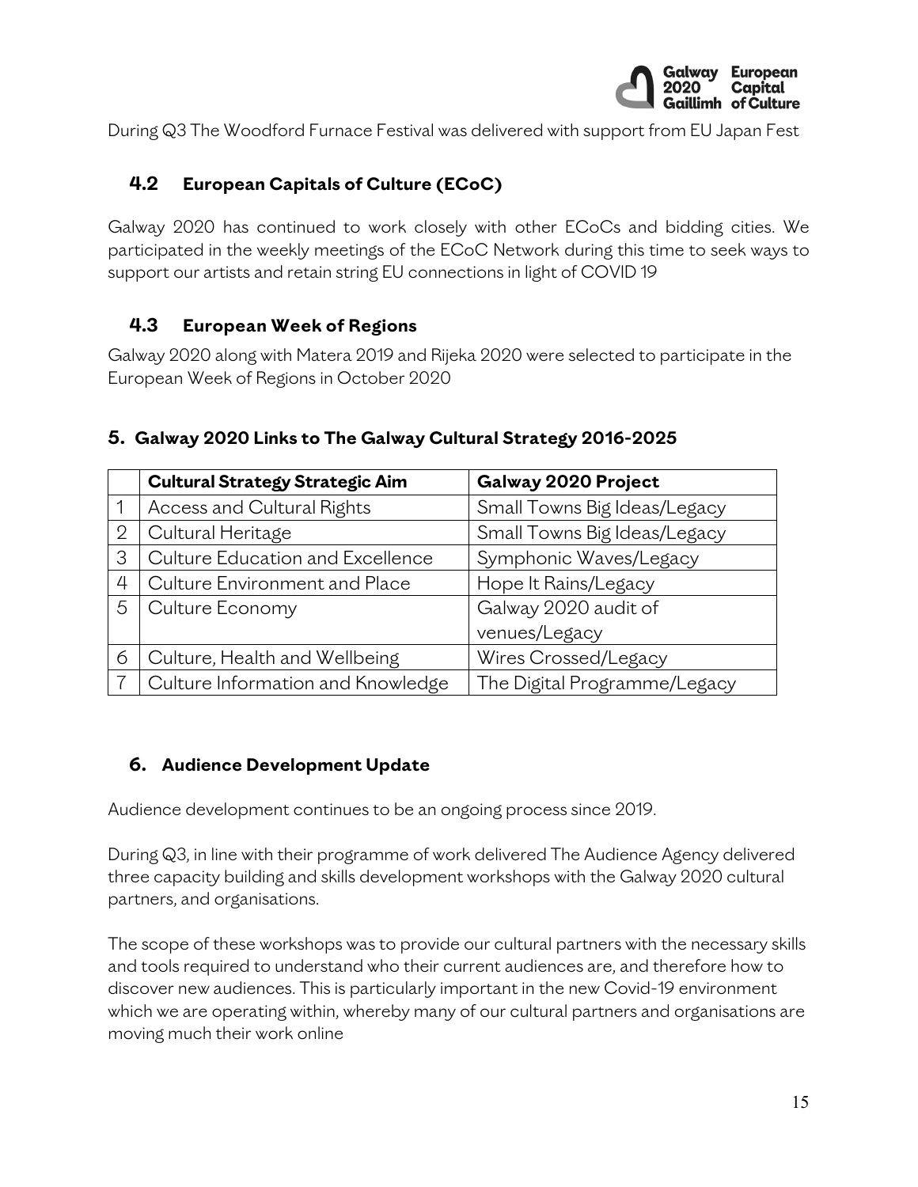During Q3 The Woodford Furnace Festival was delivered with support from EU Japan Fest

### 4.2 European Capitals of Culture (ECoC)

Galway 2020 has continued to work closely with other ECoCs and bidding cities. We participated in the weekly meetings of the ECoC Network during this time to seek ways to support our artists and retain string EU connections in light of COVID 19

### 4.3 European Week of Regions

Galway 2020 along with Matera 2019 and Rijeka 2020 were selected to participate in the European Week of Regions in October 2020

## 5. Galway 2020 Links to The Galway Cultural Strategy 2016-2025

| | Cultural Strategy Strategic Aim | Galway 2020 Project |
|---|---|---|
| 1 | Access and Cultural Rights | Small Towns Big Ideas/Legacy |
| 2 | Cultural Heritage | Small Towns Big Ideas/Legacy |
| 3 | Culture Education and Excellence | Symphonic Waves/Legacy |
| 4 | Culture Environment and Place | Hope It Rains/Legacy |
| 5 | Culture Economy | Galway 2020 audit of venues/Legacy |
| 6 | Culture, Health and Wellbeing | Wires Crossed/Legacy |
| 7 | Culture Information and Knowledge | The Digital Programme/Legacy |

## 6. Audience Development Update

Audience development continues to be an ongoing process since 2019.

During Q3, in line with their programme of work delivered The Audience Agency delivered three capacity building and skills development workshops with the Galway 2020 cultural partners, and organisations.

The scope of these workshops was to provide our cultural partners with the necessary skills and tools required to understand who their current audiences are, and therefore how to discover new audiences. This is particularly important in the new Covid-19 environment which we are operating within, whereby many of our cultural partners and organisations are moving much their work online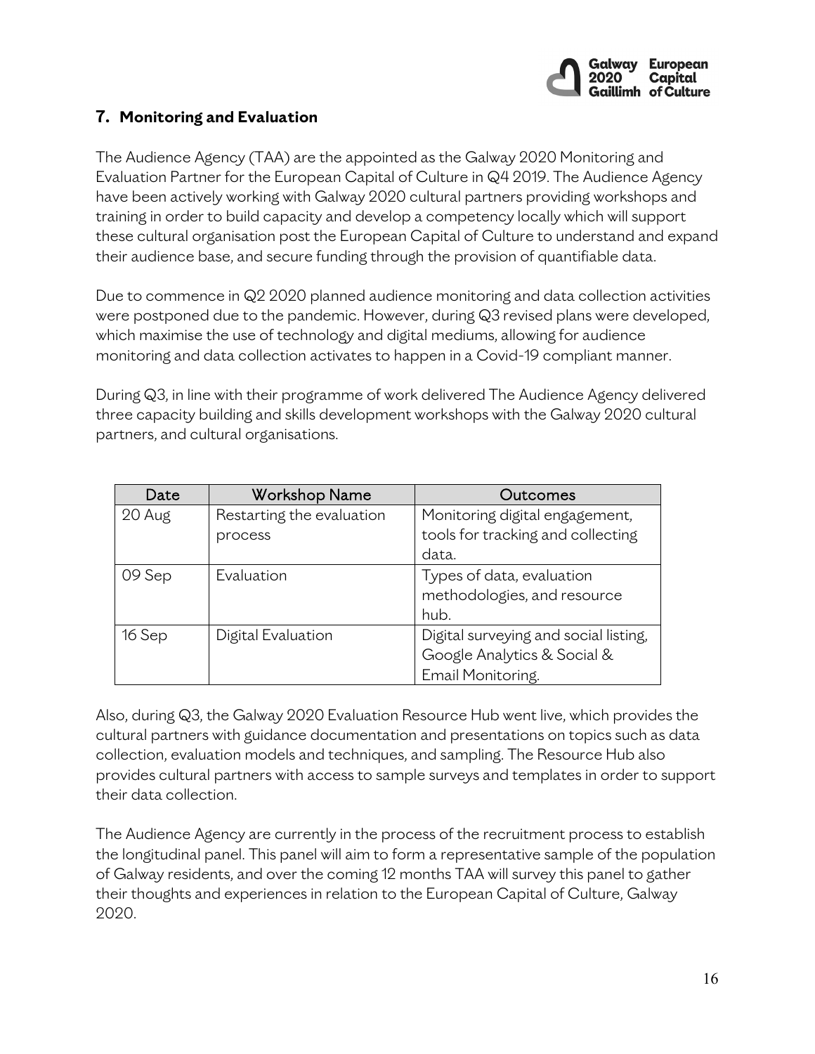## 7. Monitoring and Evaluation

The Audience Agency (TAA) are the appointed as the Galway 2020 Monitoring and Evaluation Partner for the European Capital of Culture in Q4 2019. The Audience Agency have been actively working with Galway 2020 cultural partners providing workshops and training in order to build capacity and develop a competency locally which will support these cultural organisation post the European Capital of Culture to understand and expand their audience base, and secure funding through the provision of quantifiable data.

Due to commence in Q2 2020 planned audience monitoring and data collection activities were postponed due to the pandemic. However, during Q3 revised plans were developed, which maximise the use of technology and digital mediums, allowing for audience monitoring and data collection activates to happen in a Covid-19 compliant manner.

During Q3, in line with their programme of work delivered The Audience Agency delivered three capacity building and skills development workshops with the Galway 2020 cultural partners, and cultural organisations.

| Date | Workshop Name | Outcomes |
|---|---|---|
| 20 Aug | Restarting the evaluation process | Monitoring digital engagement, tools for tracking and collecting data. |
| 09 Sep | Evaluation | Types of data, evaluation methodologies, and resource hub. |
| 16 Sep | Digital Evaluation | Digital surveying and social listing, Google Analytics & Social & Email Monitoring. |

Also, during Q3, the Galway 2020 Evaluation Resource Hub went live, which provides the cultural partners with guidance documentation and presentations on topics such as data collection, evaluation models and techniques, and sampling. The Resource Hub also provides cultural partners with access to sample surveys and templates in order to support their data collection.

The Audience Agency are currently in the process of the recruitment process to establish the longitudinal panel. This panel will aim to form a representative sample of the population of Galway residents, and over the coming 12 months TAA will survey this panel to gather their thoughts and experiences in relation to the European Capital of Culture, Galway 2020.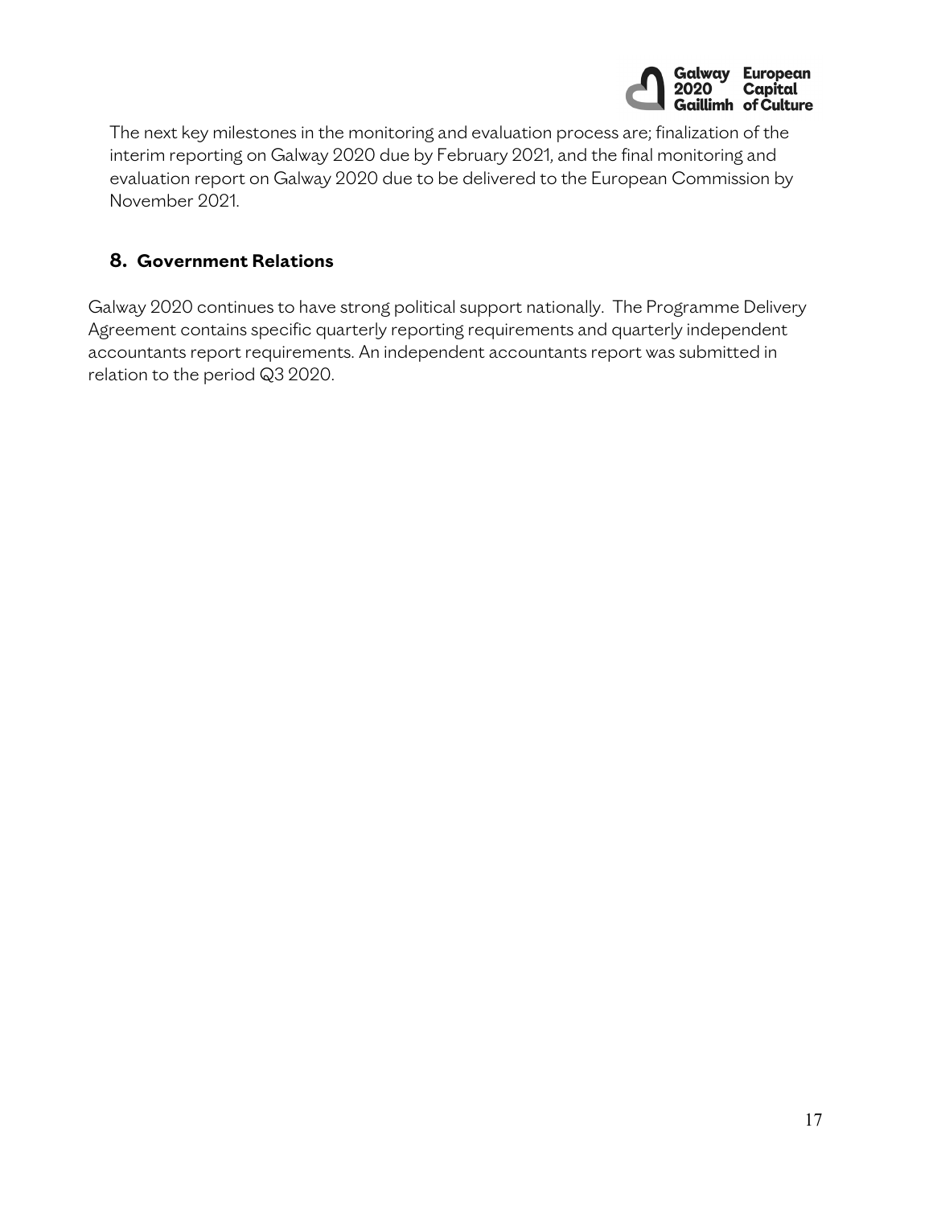The next key milestones in the monitoring and evaluation process are; finalization of the interim reporting on Galway 2020 due by February 2021, and the final monitoring and evaluation report on Galway 2020 due to be delivered to the European Commission by November 2021.

## 8. Government Relations

Galway 2020 continues to have strong political support nationally. The Programme Delivery Agreement contains specific quarterly reporting requirements and quarterly independent accountants report requirements. An independent accountants report was submitted in relation to the period Q3 2020.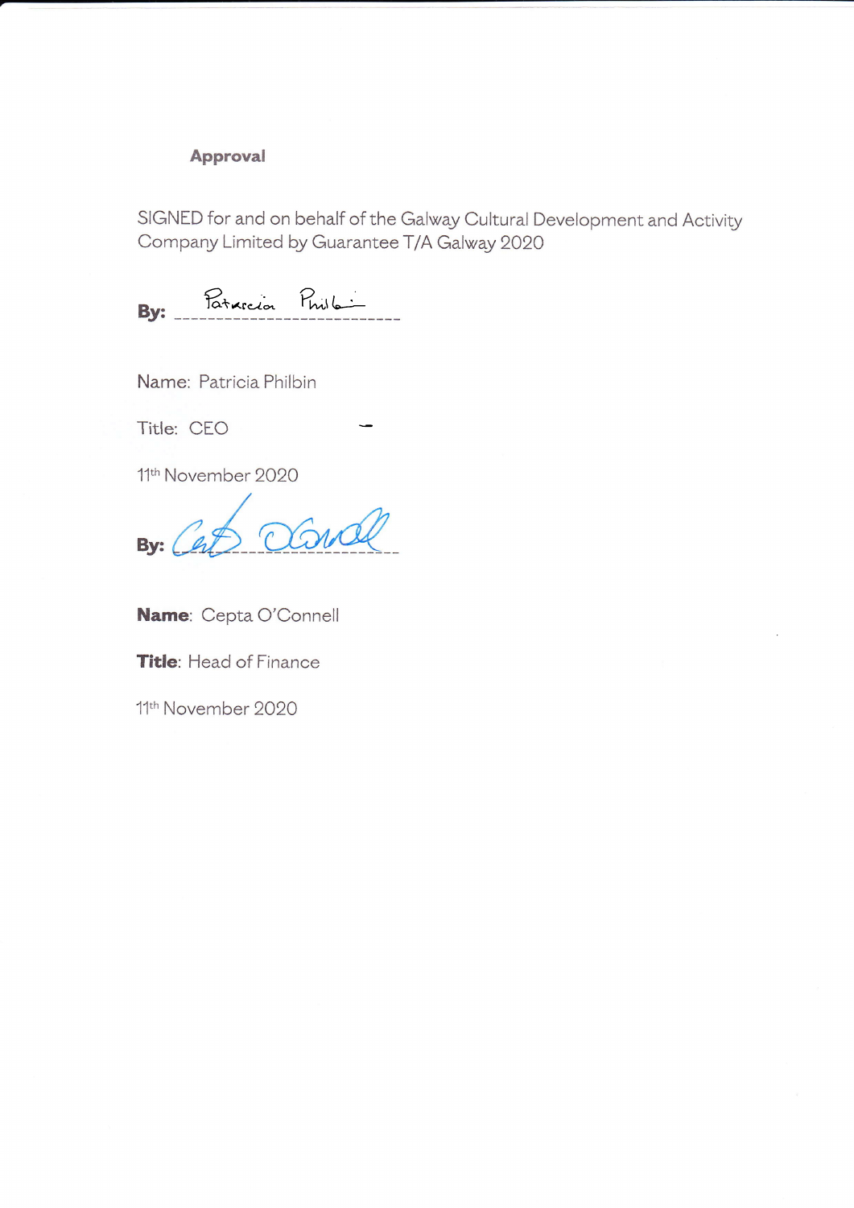**Approval**

SIGNED for and on behalf of the Galway Cultural Development and Activity Company Limited by Guarantee T/A Galway 2020

**By:** ____________________________

Name: Patricia Philbin

Title: CEO

11th November 2020

**By:** ____________________________

**Name**: Cepta O'Connell

**Title**: Head of Finance

11th November 2020